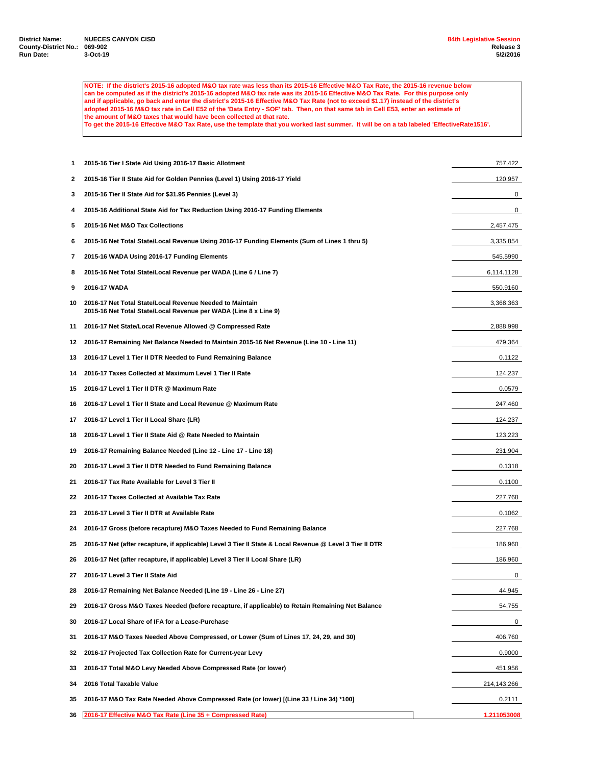| | |
|---|---|
| **District Name:** | **NUECES CANYON CISD** |
| **County-District No.:** | **069-902** |
| **Run Date:** | **3-Oct-19** |

**84th Legislative Session**
**Release 3**
**5/2/2016**

**NOTE: If the district's 2015-16 adopted M&O tax rate was less than its 2015-16 Effective M&O Tax Rate, the 2015-16 revenue below can be computed as if the district's 2015-16 adopted M&O tax rate was its 2015-16 Effective M&O Tax Rate. For this purpose only and if applicable, go back and enter the district's 2015-16 Effective M&O Tax Rate (not to exceed $1.17) instead of the district's adopted 2015-16 M&O tax rate in Cell E52 of the 'Data Entry - SOF' tab. Then, on that same tab in Cell E53, enter an estimate of the amount of M&O taxes that would have been collected at that rate.**
**To get the 2015-16 Effective M&O Tax Rate, use the template that you worked last summer. It will be on a tab labeled 'EffectiveRate1516'.**

| | | |
|---|---|---|
| 1 | 2015-16 Tier I State Aid Using 2016-17 Basic Allotment | 757,422 |
| 2 | 2015-16 Tier II State Aid for Golden Pennies (Level 1) Using 2016-17 Yield | 120,957 |
| 3 | 2015-16 Tier II State Aid for $31.95 Pennies (Level 3) | 0 |
| 4 | 2015-16 Additional State Aid for Tax Reduction Using 2016-17 Funding Elements | 0 |
| 5 | 2015-16 Net M&O Tax Collections | 2,457,475 |
| 6 | 2015-16 Net Total State/Local Revenue Using 2016-17 Funding Elements (Sum of Lines 1 thru 5) | 3,335,854 |
| 7 | 2015-16 WADA Using 2016-17 Funding Elements | 545.5990 |
| 8 | 2015-16 Net Total State/Local Revenue per WADA (Line 6 / Line 7) | 6,114.1128 |
| 9 | 2016-17 WADA | 550.9160 |
| 10 | 2016-17 Net Total State/Local Revenue Needed to Maintain 2015-16 Net Total State/Local Revenue per WADA (Line 8 x Line 9) | 3,368,363 |
| 11 | 2016-17 Net State/Local Revenue Allowed @ Compressed Rate | 2,888,998 |
| 12 | 2016-17 Remaining Net Balance Needed to Maintain 2015-16 Net Revenue (Line 10 - Line 11) | 479,364 |
| 13 | 2016-17 Level 1 Tier II DTR Needed to Fund Remaining Balance | 0.1122 |
| 14 | 2016-17 Taxes Collected at Maximum Level 1 Tier II Rate | 124,237 |
| 15 | 2016-17 Level 1 Tier II DTR @ Maximum Rate | 0.0579 |
| 16 | 2016-17 Level 1 Tier II State and Local Revenue @ Maximum Rate | 247,460 |
| 17 | 2016-17 Level 1 Tier II Local Share (LR) | 124,237 |
| 18 | 2016-17 Level 1 Tier II State Aid @ Rate Needed to Maintain | 123,223 |
| 19 | 2016-17 Remaining Balance Needed (Line 12 - Line 17 - Line 18) | 231,904 |
| 20 | 2016-17 Level 3 Tier II DTR Needed to Fund Remaining Balance | 0.1318 |
| 21 | 2016-17 Tax Rate Available for Level 3 Tier II | 0.1100 |
| 22 | 2016-17 Taxes Collected at Available Tax Rate | 227,768 |
| 23 | 2016-17 Level 3 Tier II DTR at Available Rate | 0.1062 |
| 24 | 2016-17 Gross (before recapture) M&O Taxes Needed to Fund Remaining Balance | 227,768 |
| 25 | 2016-17 Net (after recapture, if applicable) Level 3 Tier II State & Local Revenue @ Level 3 Tier II DTR | 186,960 |
| 26 | 2016-17 Net (after recapture, if applicable) Level 3 Tier II Local Share (LR) | 186,960 |
| 27 | 2016-17 Level 3 Tier II State Aid | 0 |
| 28 | 2016-17 Remaining Net Balance Needed (Line 19 - Line 26 - Line 27) | 44,945 |
| 29 | 2016-17 Gross M&O Taxes Needed (before recapture, if applicable) to Retain Remaining Net Balance | 54,755 |
| 30 | 2016-17 Local Share of IFA for a Lease-Purchase | 0 |
| 31 | 2016-17 M&O Taxes Needed Above Compressed, or Lower (Sum of Lines 17, 24, 29, and 30) | 406,760 |
| 32 | 2016-17 Projected Tax Collection Rate for Current-year Levy | 0.9000 |
| 33 | 2016-17 Total M&O Levy Needed Above Compressed Rate (or lower) | 451,956 |
| 34 | 2016 Total Taxable Value | 214,143,266 |
| 35 | 2016-17 M&O Tax Rate Needed Above Compressed Rate (or lower) [(Line 33 / Line 34) *100] | 0.2111 |
| 36 | **2016-17 Effective M&O Tax Rate (Line 35 + Compressed Rate)** | **1.211053008** |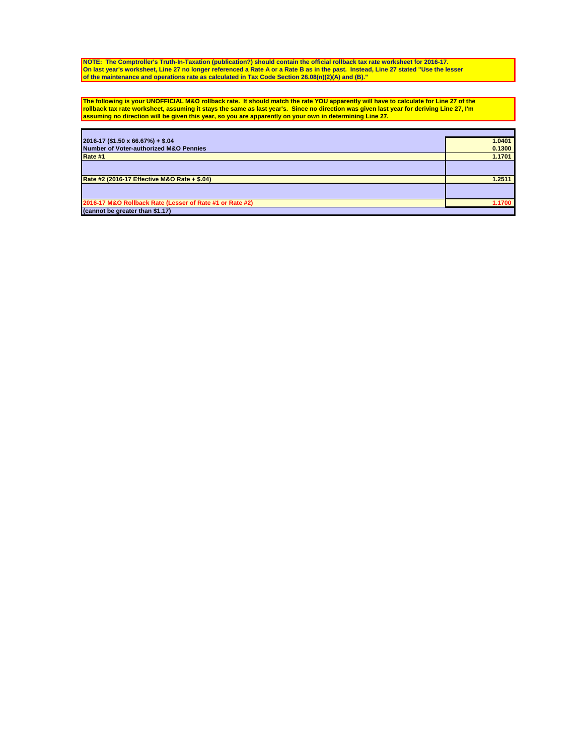**NOTE: The Comptroller's Truth-In-Taxation (publication?) should contain the official rollback tax rate worksheet for 2016-17. On last year's worksheet, Line 27 no longer referenced a Rate A or a Rate B as in the past. Instead, Line 27 stated "Use the lesser of the maintenance and operations rate as calculated in Tax Code Section 26.08(n)(2)(A) and (B)."**

**The following is your UNOFFICIAL M&O rollback rate. It should match the rate YOU apparently will have to calculate for Line 27 of the rollback tax rate worksheet, assuming it stays the same as last year's. Since no direction was given last year for deriving Line 27, I'm assuming no direction will be given this year, so you are apparently on your own in determining Line 27.**

| | |
|---|---|
| **2016-17 ($1.50 x 66.67%) + $.04** | **1.0401** |
| **Number of Voter-authorized M&O Pennies** | **0.1300** |
| **Rate #1** | **1.1701** |
| | |
| **Rate #2 (2016-17 Effective M&O Rate + $.04)** | **1.2511** |
| | |
| **2016-17 M&O Rollback Rate (Lesser of Rate #1 or Rate #2)** | **1.1700** |
| **(cannot be greater than $1.17)** | |